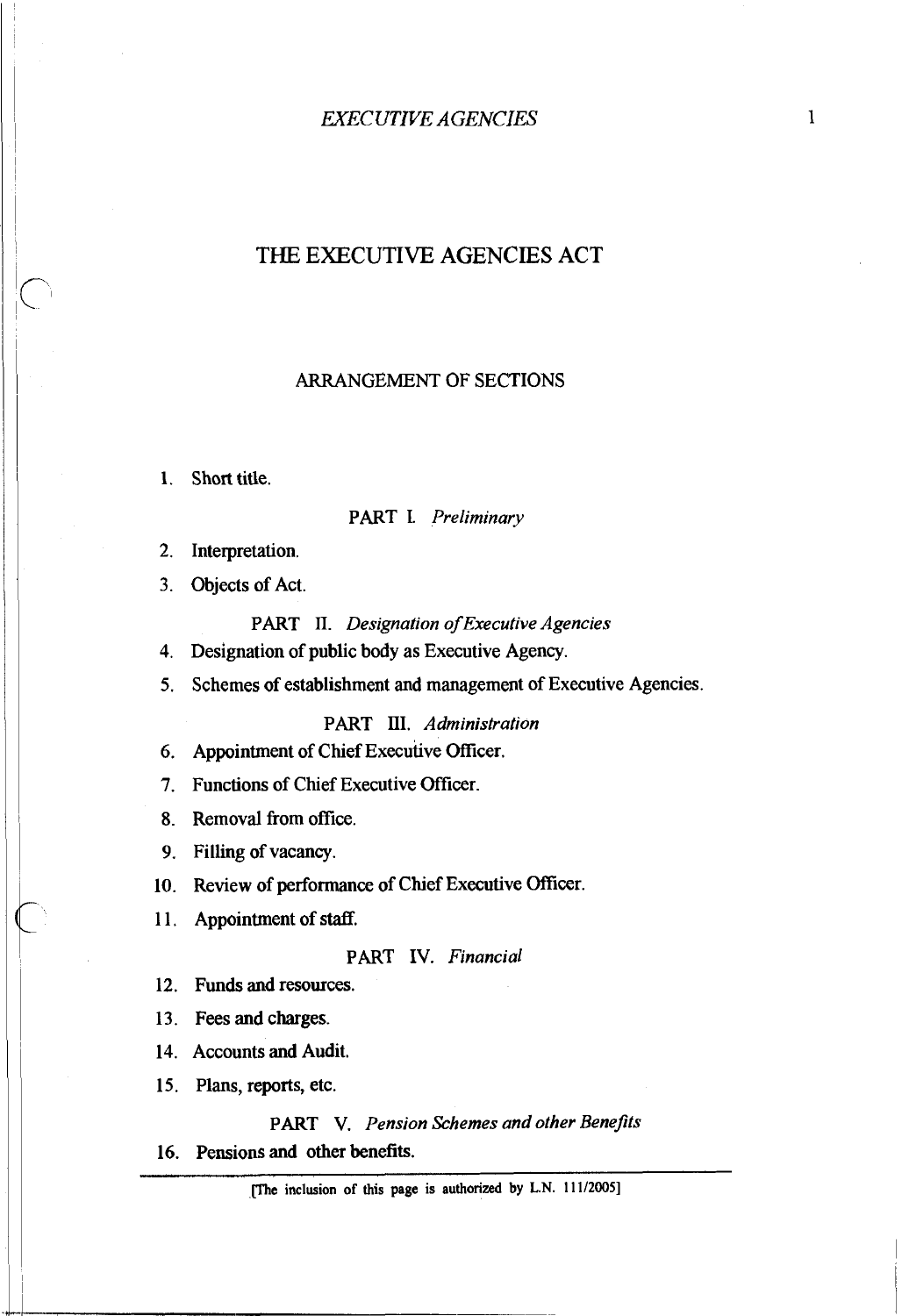# THE EXECUTIVE AGENCIES ACT

## ARRANGEMENT OF SECTIONS

1. Short title.

PART I. *Preliminary*

2. Interpretation.
3. Objects of Act.

PART II. *Designation of Executive Agencies*

4. Designation of public body as Executive Agency.
5. Schemes of establishment and management of Executive Agencies.

PART III. *Administration*

6. Appointment of Chief Executive Officer.
7. Functions of Chief Executive Officer.
8. Removal from office.
9. Filling of vacancy.
10. Review of performance of Chief Executive Officer.
11. Appointment of staff.

PART IV. *Financial*

12. Funds and resources.
13. Fees and charges.
14. Accounts and Audit.
15. Plans, reports, etc.

PART V. *Pension Schemes and other Benefits*

16. Pensions and other benefits.

[The inclusion of this page is authorized by L.N. 111/2005]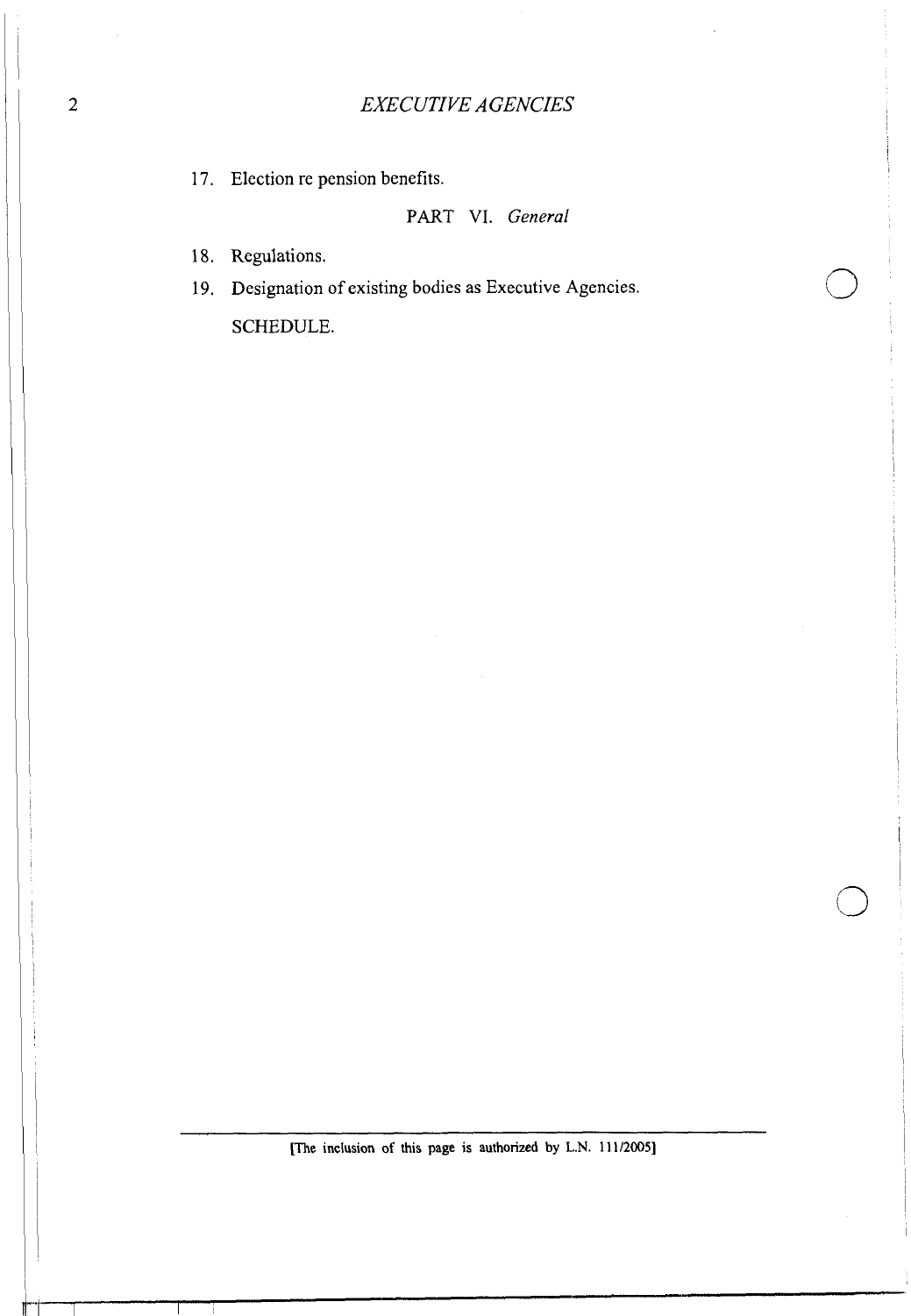17. Election re pension benefits.

PART VI. *General*

18. Regulations.
19. Designation of existing bodies as Executive Agencies.

SCHEDULE.

[The inclusion of this page is authorized by L.N. 111/2005]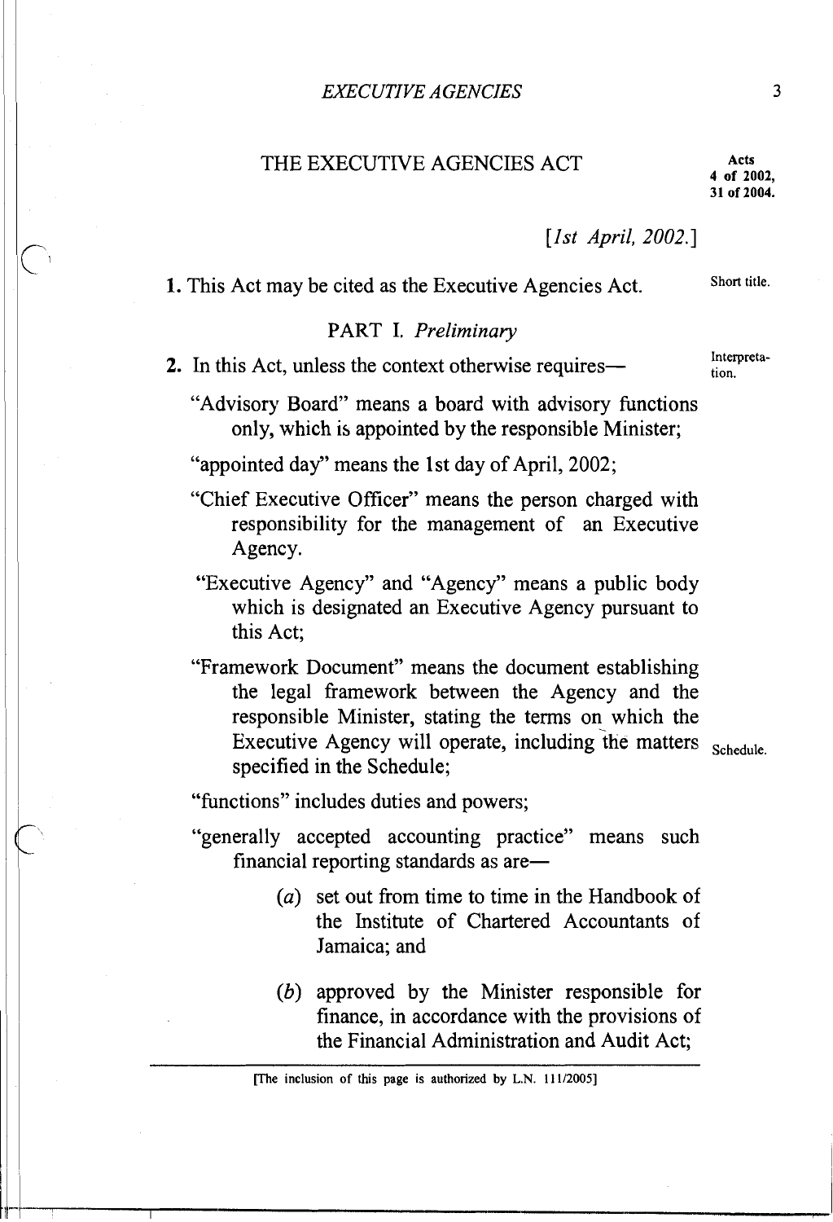# THE EXECUTIVE AGENCIES ACT

Acts 4 of 2002, 31 of 2004.

[*1st April, 2002.*]

Short title.

**1.** This Act may be cited as the Executive Agencies Act.

## PART I. *Preliminary*

Interpretation.

**2.** In this Act, unless the context otherwise requires—

"Advisory Board" means a board with advisory functions only, which is appointed by the responsible Minister;

"appointed day" means the 1st day of April, 2002;

"Chief Executive Officer" means the person charged with responsibility for the management of an Executive Agency.

"Executive Agency" and "Agency" means a public body which is designated an Executive Agency pursuant to this Act;

"Framework Document" means the document establishing the legal framework between the Agency and the responsible Minister, stating the terms on which the Executive Agency will operate, including the matters specified in the Schedule;

Schedule.

"functions" includes duties and powers;

"generally accepted accounting practice" means such financial reporting standards as are—

(*a*) set out from time to time in the Handbook of the Institute of Chartered Accountants of Jamaica; and

(*b*) approved by the Minister responsible for finance, in accordance with the provisions of the Financial Administration and Audit Act;

[The inclusion of this page is authorized by L.N. 111/2005]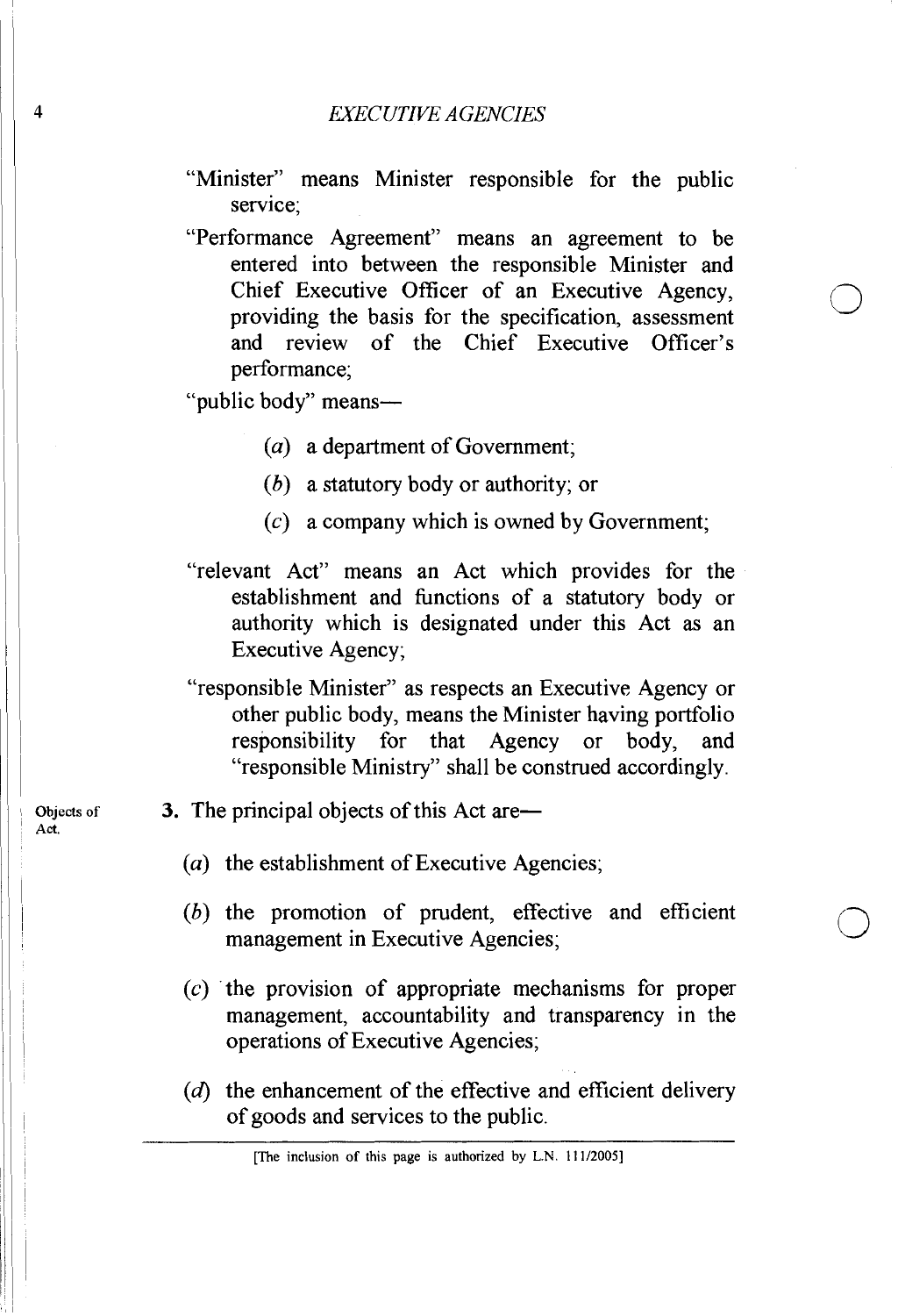"Minister" means Minister responsible for the public service;

"Performance Agreement" means an agreement to be entered into between the responsible Minister and Chief Executive Officer of an Executive Agency, providing the basis for the specification, assessment and review of the Chief Executive Officer's performance;

"public body" means—

(*a*) a department of Government;

(*b*) a statutory body or authority; or

(*c*) a company which is owned by Government;

"relevant Act" means an Act which provides for the establishment and functions of a statutory body or authority which is designated under this Act as an Executive Agency;

"responsible Minister" as respects an Executive Agency or other public body, means the Minister having portfolio responsibility for that Agency or body, and "responsible Ministry" shall be construed accordingly.

Objects of Act.

**3.** The principal objects of this Act are—

(*a*) the establishment of Executive Agencies;

(*b*) the promotion of prudent, effective and efficient management in Executive Agencies;

(*c*) the provision of appropriate mechanisms for proper management, accountability and transparency in the operations of Executive Agencies;

(*d*) the enhancement of the effective and efficient delivery of goods and services to the public.

[The inclusion of this page is authorized by L.N. 111/2005]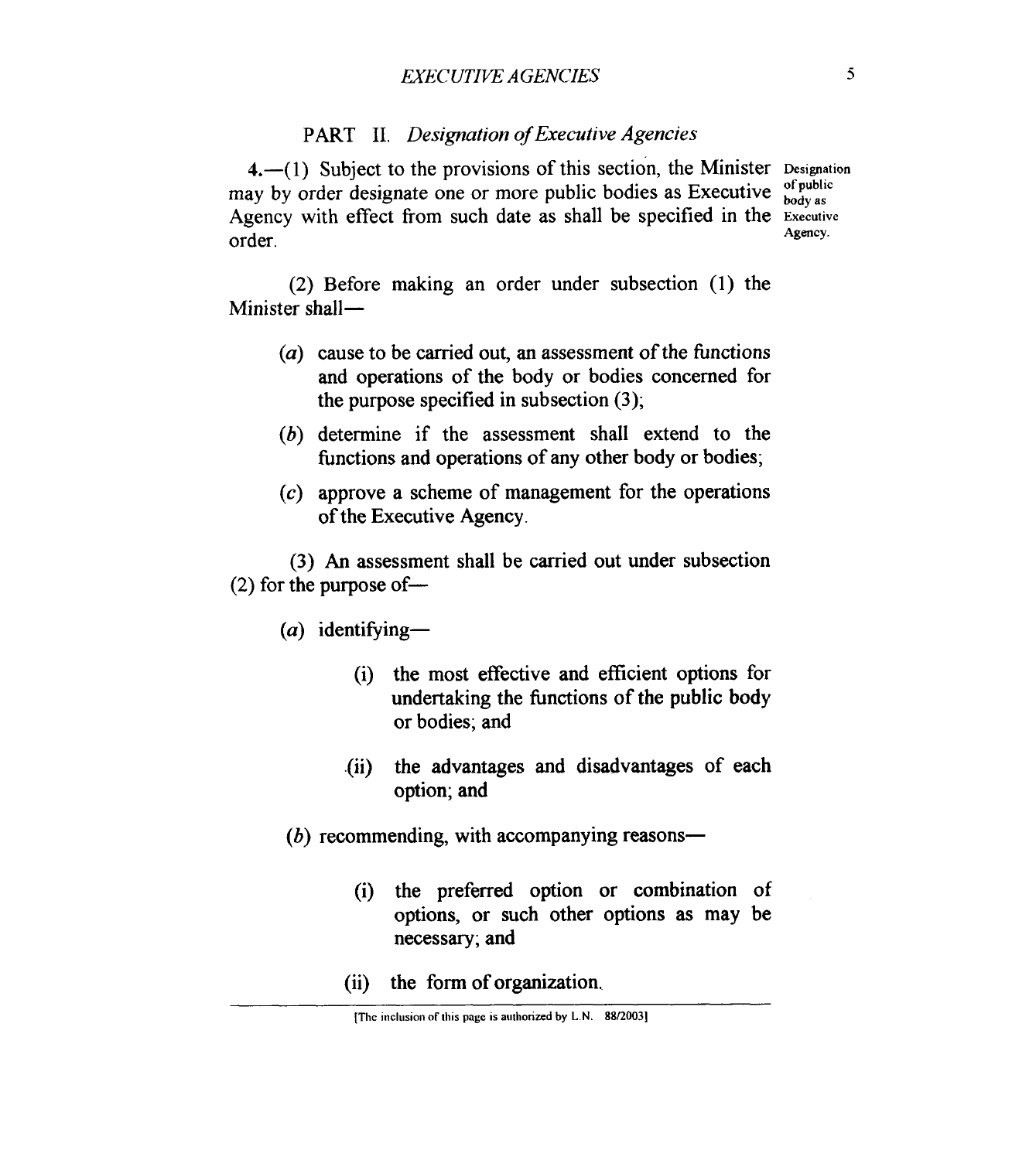## PART II. *Designation of Executive Agencies*

**Designation of public body as Executive Agency.**

4.—(1) Subject to the provisions of this section, the Minister may by order designate one or more public bodies as Executive Agency with effect from such date as shall be specified in the order.

(2) Before making an order under subsection (1) the Minister shall—

(*a*) cause to be carried out, an assessment of the functions and operations of the body or bodies concerned for the purpose specified in subsection (3);

(*b*) determine if the assessment shall extend to the functions and operations of any other body or bodies;

(*c*) approve a scheme of management for the operations of the Executive Agency.

(3) An assessment shall be carried out under subsection (2) for the purpose of—

(*a*) identifying—

(i) the most effective and efficient options for undertaking the functions of the public body or bodies; and

(ii) the advantages and disadvantages of each option; and

(*b*) recommending, with accompanying reasons—

(i) the preferred option or combination of options, or such other options as may be necessary; and

(ii) the form of organization.

[The inclusion of this page is authorized by L.N. 88/2003]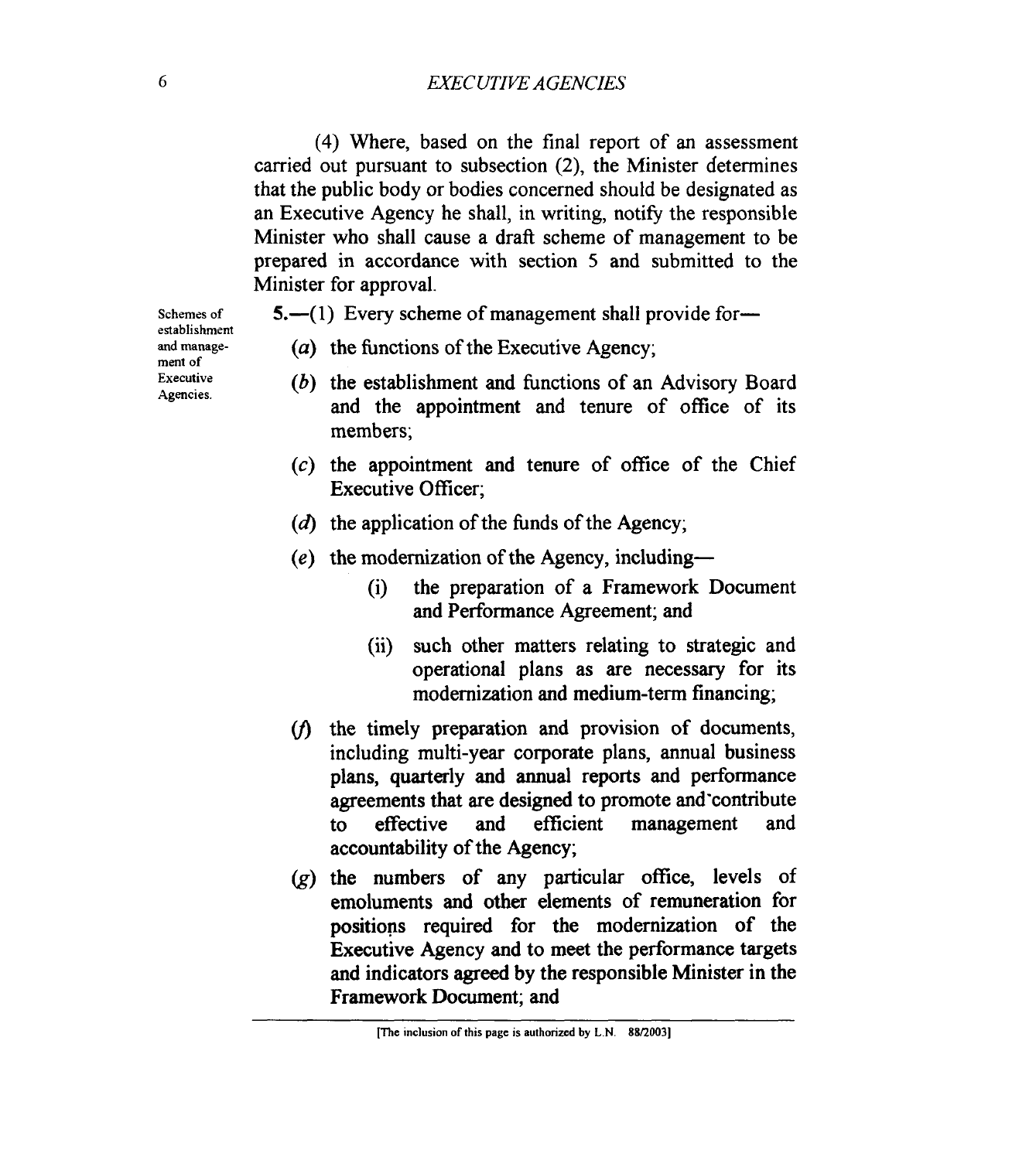(4) Where, based on the final report of an assessment carried out pursuant to subsection (2), the Minister determines that the public body or bodies concerned should be designated as an Executive Agency he shall, in writing, notify the responsible Minister who shall cause a draft scheme of management to be prepared in accordance with section 5 and submitted to the Minister for approval.

Schemes of establishment and management of Executive Agencies.

**5.**—(1) Every scheme of management shall provide for—

(*a*) the functions of the Executive Agency;

(*b*) the establishment and functions of an Advisory Board and the appointment and tenure of office of its members;

(*c*) the appointment and tenure of office of the Chief Executive Officer;

(*d*) the application of the funds of the Agency;

(*e*) the modernization of the Agency, including—

(i) the preparation of a Framework Document and Performance Agreement; and

(ii) such other matters relating to strategic and operational plans as are necessary for its modernization and medium-term financing;

(*f*) the timely preparation and provision of documents, including multi-year corporate plans, annual business plans, quarterly and annual reports and performance agreements that are designed to promote and contribute to effective and efficient management and accountability of the Agency;

(*g*) the numbers of any particular office, levels of emoluments and other elements of remuneration for positions required for the modernization of the Executive Agency and to meet the performance targets and indicators agreed by the responsible Minister in the Framework Document; and

[The inclusion of this page is authorized by L.N. 88/2003]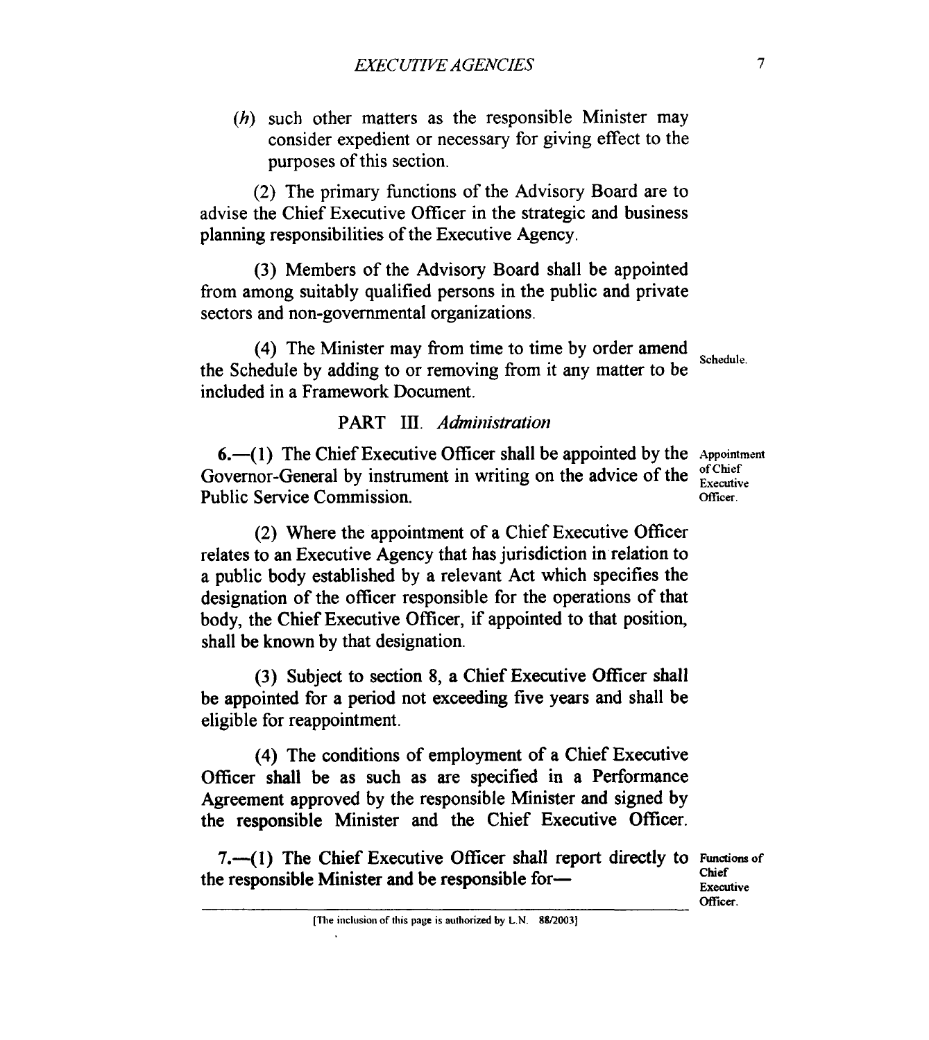(*h*) such other matters as the responsible Minister may consider expedient or necessary for giving effect to the purposes of this section.

(2) The primary functions of the Advisory Board are to advise the Chief Executive Officer in the strategic and business planning responsibilities of the Executive Agency.

(3) Members of the Advisory Board shall be appointed from among suitably qualified persons in the public and private sectors and non-governmental organizations.

(4) The Minister may from time to time by order amend the Schedule by adding to or removing from it any matter to be included in a Framework Document.

Schedule.

## PART III. *Administration*

Appointment of Chief Executive Officer.

**6.**—(1) The Chief Executive Officer shall be appointed by the Governor-General by instrument in writing on the advice of the Public Service Commission.

(2) Where the appointment of a Chief Executive Officer relates to an Executive Agency that has jurisdiction in relation to a public body established by a relevant Act which specifies the designation of the officer responsible for the operations of that body, the Chief Executive Officer, if appointed to that position, shall be known by that designation.

(3) Subject to section 8, a Chief Executive Officer shall be appointed for a period not exceeding five years and shall be eligible for reappointment.

(4) The conditions of employment of a Chief Executive Officer shall be as such as are specified in a Performance Agreement approved by the responsible Minister and signed by the responsible Minister and the Chief Executive Officer.

Functions of Chief Executive Officer.

7.—(1) The Chief Executive Officer shall report directly to the responsible Minister and be responsible for—

[The inclusion of this page is authorized by L.N. 88/2003]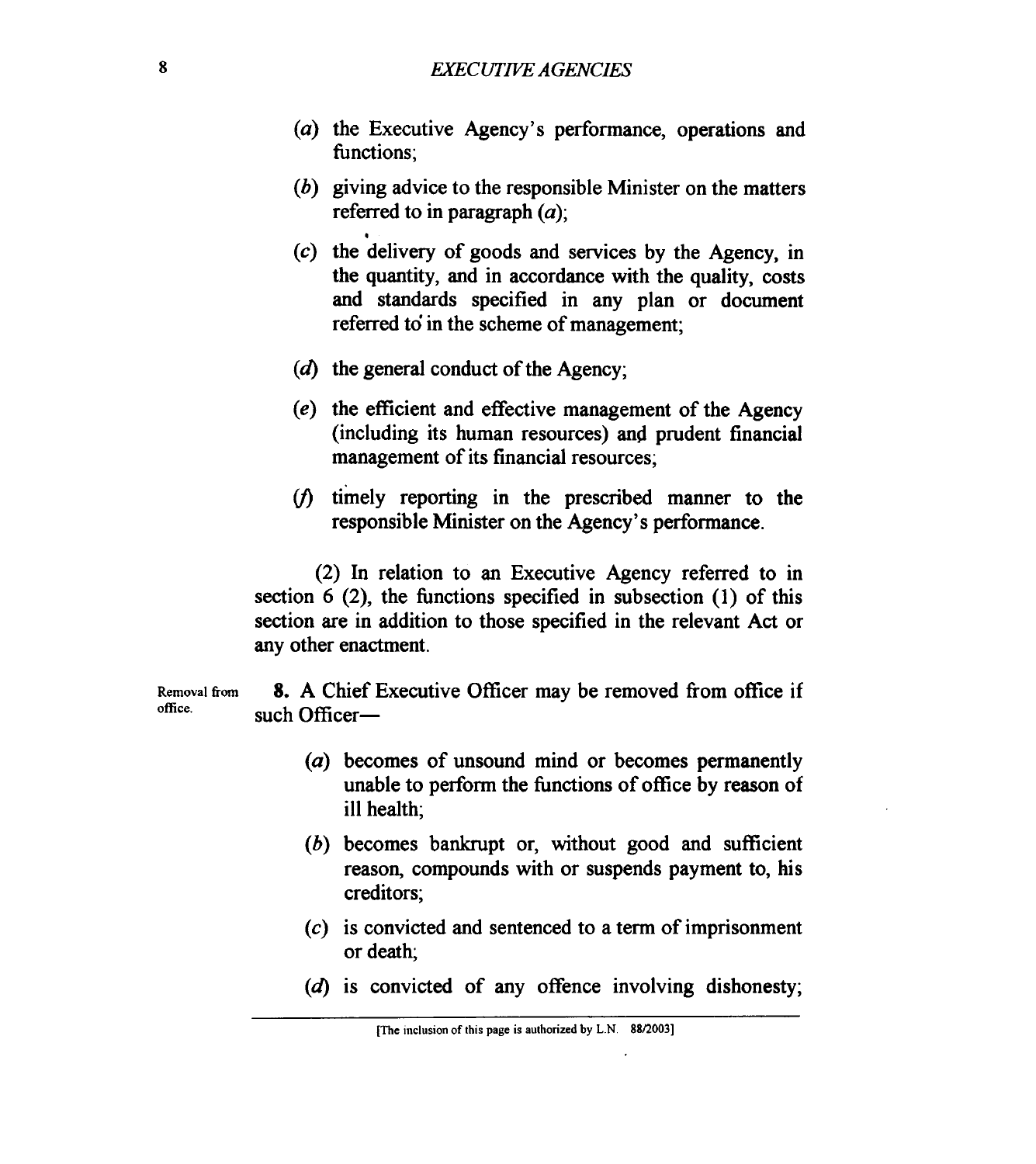(*a*) the Executive Agency's performance, operations and functions;

(*b*) giving advice to the responsible Minister on the matters referred to in paragraph (*a*);

(*c*) the delivery of goods and services by the Agency, in the quantity, and in accordance with the quality, costs and standards specified in any plan or document referred to in the scheme of management;

(*d*) the general conduct of the Agency;

(*e*) the efficient and effective management of the Agency (including its human resources) and prudent financial management of its financial resources;

(*f*) timely reporting in the prescribed manner to the responsible Minister on the Agency's performance.

(2) In relation to an Executive Agency referred to in section 6 (2), the functions specified in subsection (1) of this section are in addition to those specified in the relevant Act or any other enactment.

Removal from office.

**8.** A Chief Executive Officer may be removed from office if such Officer—

(*a*) becomes of unsound mind or becomes permanently unable to perform the functions of office by reason of ill health;

(*b*) becomes bankrupt or, without good and sufficient reason, compounds with or suspends payment to, his creditors;

(*c*) is convicted and sentenced to a term of imprisonment or death;

(*d*) is convicted of any offence involving dishonesty;

[The inclusion of this page is authorized by L.N. 88/2003]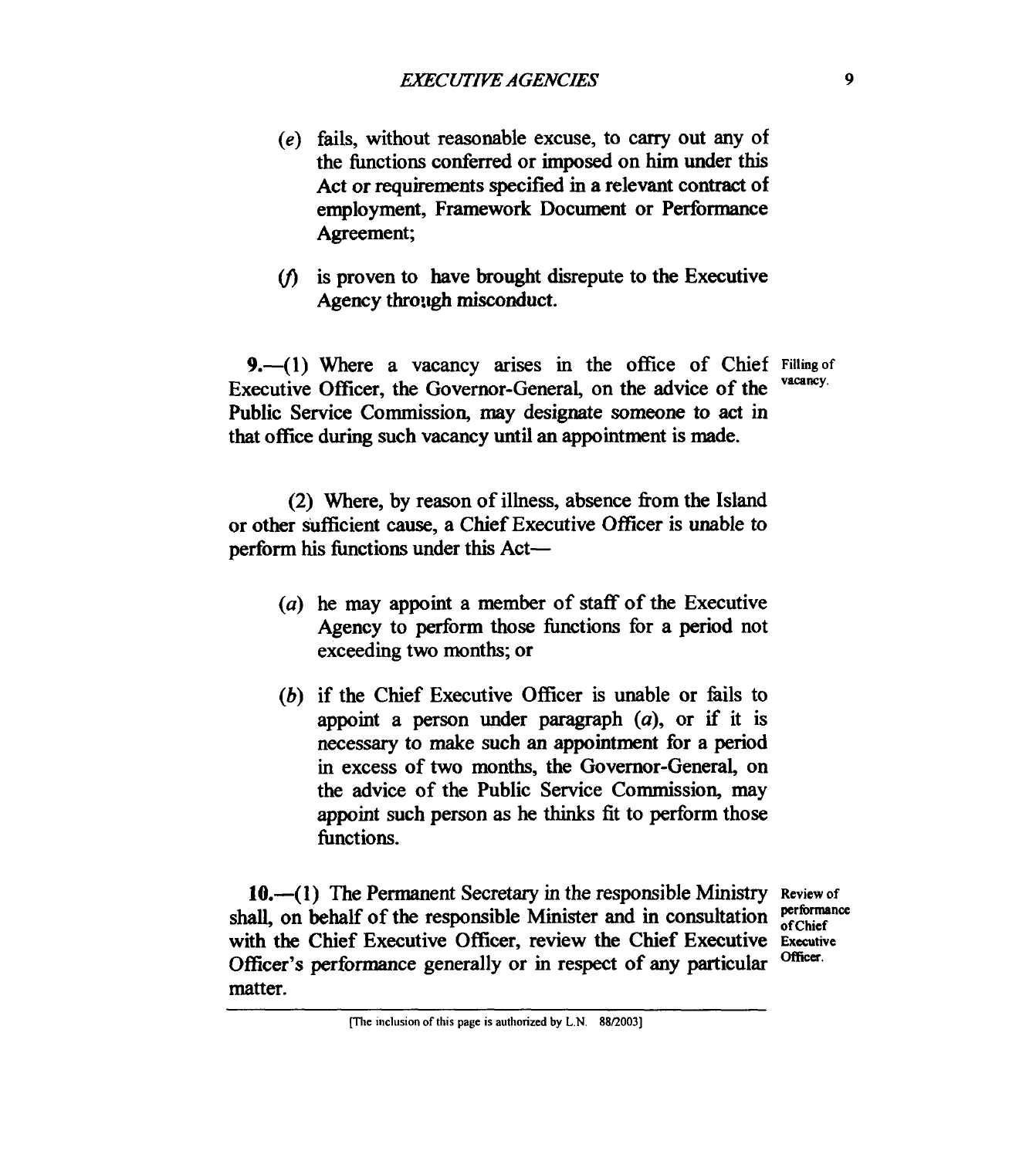(e) fails, without reasonable excuse, to carry out any of the functions conferred or imposed on him under this Act or requirements specified in a relevant contract of employment, Framework Document or Performance Agreement;

(f) is proven to have brought disrepute to the Executive Agency through misconduct.

Filling of vacancy.

**9.**—(1) Where a vacancy arises in the office of Chief Executive Officer, the Governor-General, on the advice of the Public Service Commission, may designate someone to act in that office during such vacancy until an appointment is made.

(2) Where, by reason of illness, absence from the Island or other sufficient cause, a Chief Executive Officer is unable to perform his functions under this Act—

(a) he may appoint a member of staff of the Executive Agency to perform those functions for a period not exceeding two months; or

(b) if the Chief Executive Officer is unable or fails to appoint a person under paragraph (a), or if it is necessary to make such an appointment for a period in excess of two months, the Governor-General, on the advice of the Public Service Commission, may appoint such person as he thinks fit to perform those functions.

Review of performance of Chief Executive Officer.

**10.**—(1) The Permanent Secretary in the responsible Ministry shall, on behalf of the responsible Minister and in consultation with the Chief Executive Officer, review the Chief Executive Officer's performance generally or in respect of any particular matter.

[The inclusion of this page is authorized by L.N. 88/2003]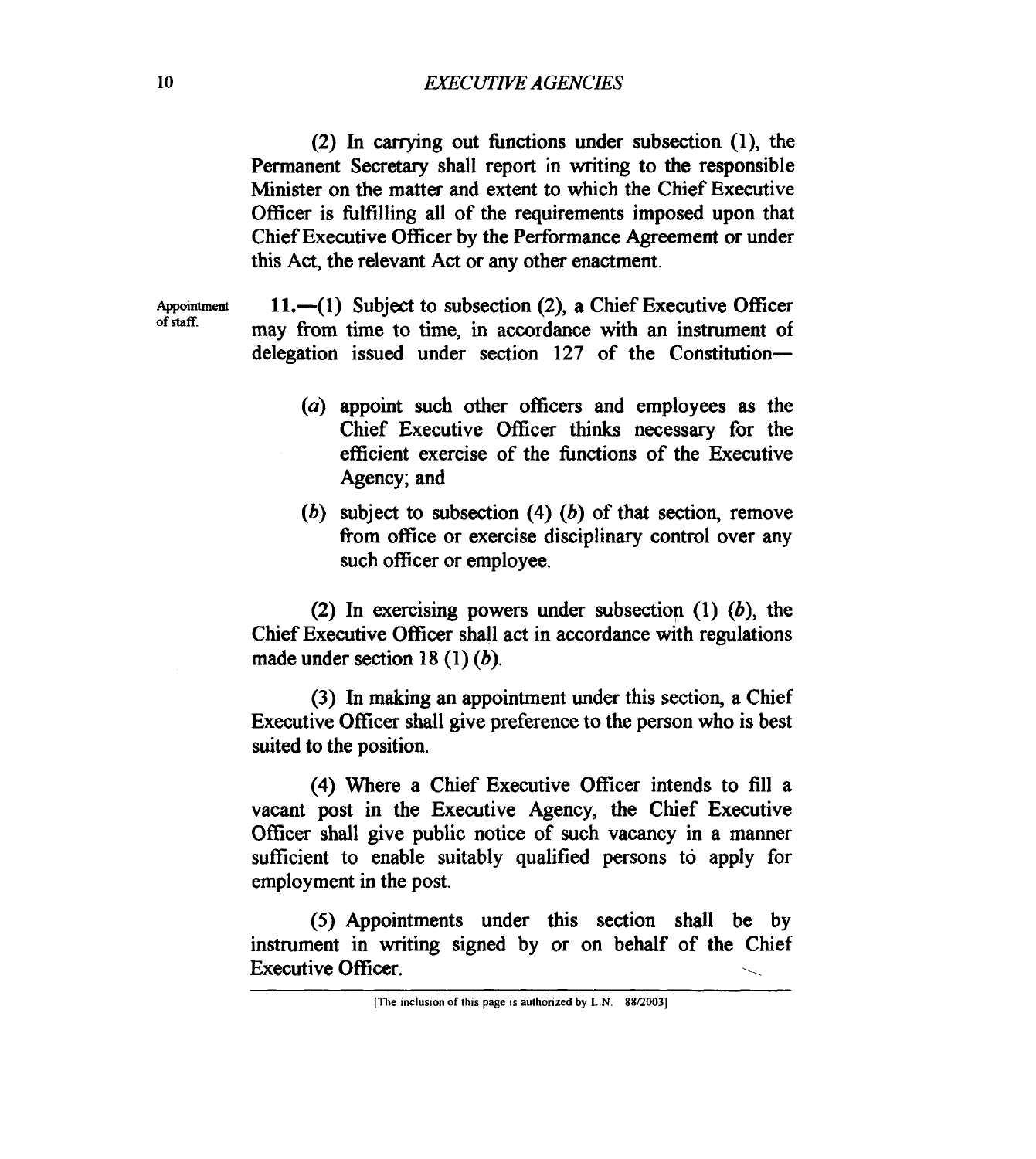(2) In carrying out functions under subsection (1), the Permanent Secretary shall report in writing to the responsible Minister on the matter and extent to which the Chief Executive Officer is fulfilling all of the requirements imposed upon that Chief Executive Officer by the Performance Agreement or under this Act, the relevant Act or any other enactment.

Appointment of staff.

**11.**—(1) Subject to subsection (2), a Chief Executive Officer may from time to time, in accordance with an instrument of delegation issued under section 127 of the Constitution—

(*a*) appoint such other officers and employees as the Chief Executive Officer thinks necessary for the efficient exercise of the functions of the Executive Agency; and

(*b*) subject to subsection (4) (*b*) of that section, remove from office or exercise disciplinary control over any such officer or employee.

(2) In exercising powers under subsection (1) (*b*), the Chief Executive Officer shall act in accordance with regulations made under section 18 (1) (*b*).

(3) In making an appointment under this section, a Chief Executive Officer shall give preference to the person who is best suited to the position.

(4) Where a Chief Executive Officer intends to fill a vacant post in the Executive Agency, the Chief Executive Officer shall give public notice of such vacancy in a manner sufficient to enable suitably qualified persons to apply for employment in the post.

(5) Appointments under this section shall be by instrument in writing signed by or on behalf of the Chief Executive Officer.

[The inclusion of this page is authorized by L.N. 88/2003]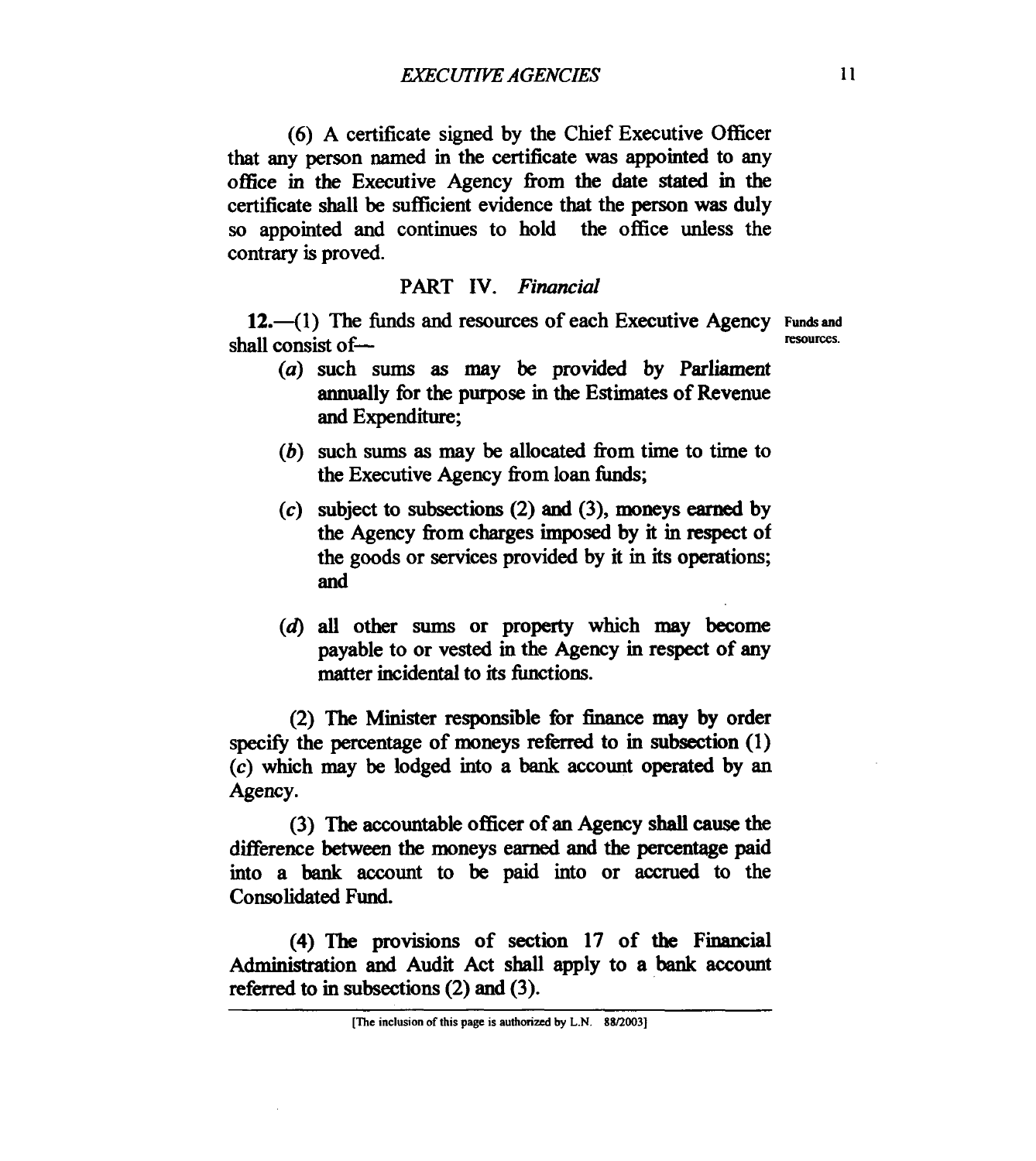(6) A certificate signed by the Chief Executive Officer that any person named in the certificate was appointed to any office in the Executive Agency from the date stated in the certificate shall be sufficient evidence that the person was duly so appointed and continues to hold the office unless the contrary is proved.

## PART IV. *Financial*

**12.**—(1) The funds and resources of each Executive Agency shall consist of— *Funds and resources.*

(*a*) such sums as may be provided by Parliament annually for the purpose in the Estimates of Revenue and Expenditure;

(*b*) such sums as may be allocated from time to time to the Executive Agency from loan funds;

(*c*) subject to subsections (2) and (3), moneys earned by the Agency from charges imposed by it in respect of the goods or services provided by it in its operations; and

(*d*) all other sums or property which may become payable to or vested in the Agency in respect of any matter incidental to its functions.

(2) The Minister responsible for finance may by order specify the percentage of moneys referred to in subsection (1) (*c*) which may be lodged into a bank account operated by an Agency.

(3) The accountable officer of an Agency shall cause the difference between the moneys earned and the percentage paid into a bank account to be paid into or accrued to the Consolidated Fund.

(4) The provisions of section 17 of the Financial Administration and Audit Act shall apply to a bank account referred to in subsections (2) and (3).

[The inclusion of this page is authorized by L.N. 88/2003]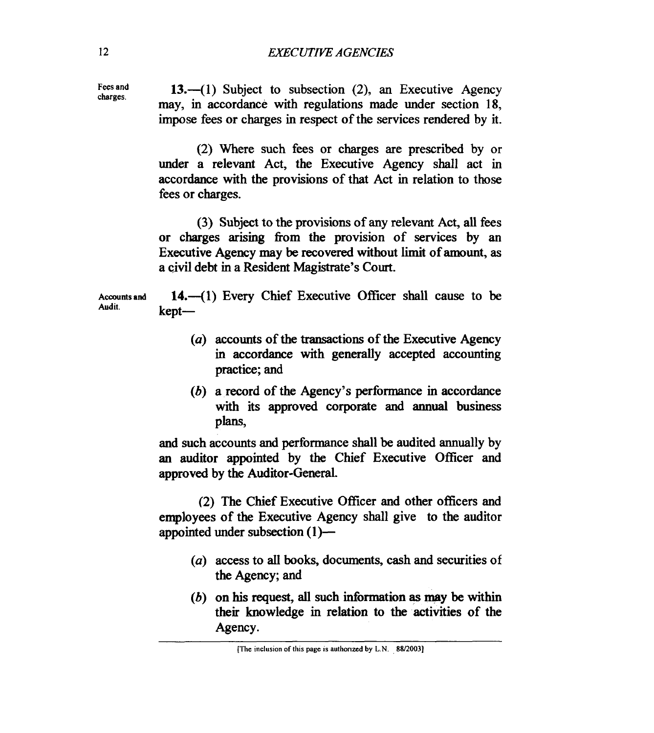Fees and charges.

**13.**—(1) Subject to subsection (2), an Executive Agency may, in accordance with regulations made under section 18, impose fees or charges in respect of the services rendered by it.

(2) Where such fees or charges are prescribed by or under a relevant Act, the Executive Agency shall act in accordance with the provisions of that Act in relation to those fees or charges.

(3) Subject to the provisions of any relevant Act, all fees or charges arising from the provision of services by an Executive Agency may be recovered without limit of amount, as a civil debt in a Resident Magistrate's Court.

Accounts and Audit.

**14.**—(1) Every Chief Executive Officer shall cause to be kept—

(*a*) accounts of the transactions of the Executive Agency in accordance with generally accepted accounting practice; and

(*b*) a record of the Agency's performance in accordance with its approved corporate and annual business plans,

and such accounts and performance shall be audited annually by an auditor appointed by the Chief Executive Officer and approved by the Auditor-General.

(2) The Chief Executive Officer and other officers and employees of the Executive Agency shall give to the auditor appointed under subsection (1)—

(*a*) access to all books, documents, cash and securities of the Agency; and

(*b*) on his request, all such information as may be within their knowledge in relation to the activities of the Agency.

[The inclusion of this page is authorized by L.N. 88/2003]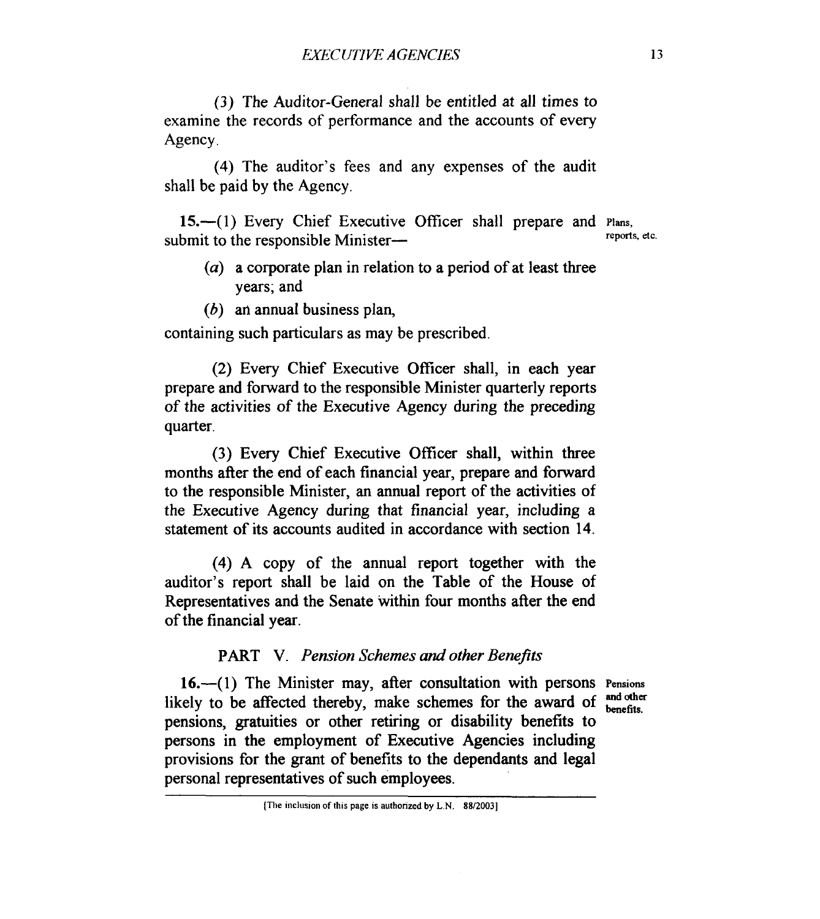(3) The Auditor-General shall be entitled at all times to examine the records of performance and the accounts of every Agency.

(4) The auditor's fees and any expenses of the audit shall be paid by the Agency.

**Plans, reports, etc.**

**15.**—(1) Every Chief Executive Officer shall prepare and submit to the responsible Minister—

(*a*) a corporate plan in relation to a period of at least three years; and

(*b*) an annual business plan,

containing such particulars as may be prescribed.

(2) Every Chief Executive Officer shall, in each year prepare and forward to the responsible Minister quarterly reports of the activities of the Executive Agency during the preceding quarter.

(3) Every Chief Executive Officer shall, within three months after the end of each financial year, prepare and forward to the responsible Minister, an annual report of the activities of the Executive Agency during that financial year, including a statement of its accounts audited in accordance with section 14.

(4) A copy of the annual report together with the auditor's report shall be laid on the Table of the House of Representatives and the Senate within four months after the end of the financial year.

## PART V. *Pension Schemes and other Benefits*

**Pensions and other benefits.**

**16.**—(1) The Minister may, after consultation with persons likely to be affected thereby, make schemes for the award of pensions, gratuities or other retiring or disability benefits to persons in the employment of Executive Agencies including provisions for the grant of benefits to the dependants and legal personal representatives of such employees.

[The inclusion of this page is authorized by L.N. 88/2003]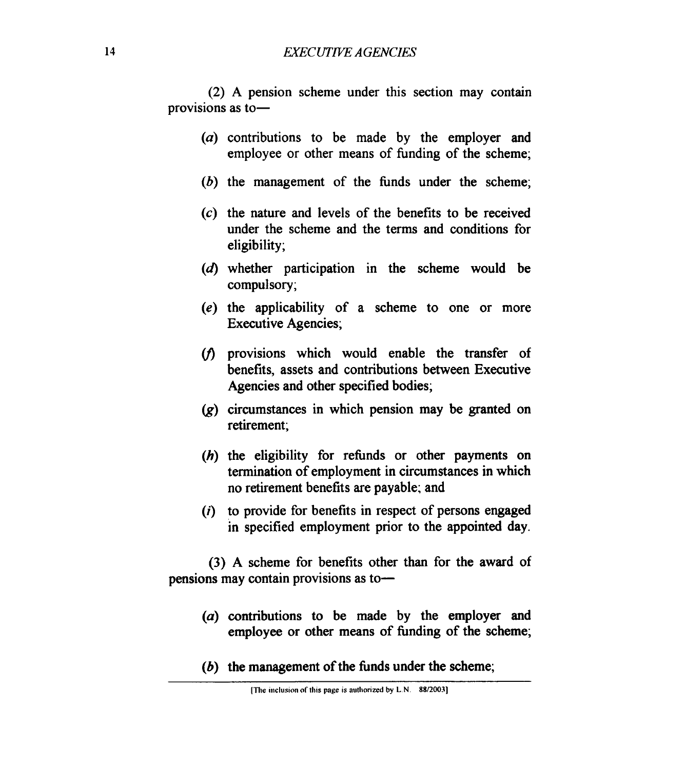(2) A pension scheme under this section may contain provisions as to—

(*a*) contributions to be made by the employer and employee or other means of funding of the scheme;

(*b*) the management of the funds under the scheme;

(*c*) the nature and levels of the benefits to be received under the scheme and the terms and conditions for eligibility;

(*d*) whether participation in the scheme would be compulsory;

(*e*) the applicability of a scheme to one or more Executive Agencies;

(*f*) provisions which would enable the transfer of benefits, assets and contributions between Executive Agencies and other specified bodies;

(*g*) circumstances in which pension may be granted on retirement;

(*h*) the eligibility for refunds or other payments on termination of employment in circumstances in which no retirement benefits are payable; and

(*i*) to provide for benefits in respect of persons engaged in specified employment prior to the appointed day.

(3) A scheme for benefits other than for the award of pensions may contain provisions as to—

(*a*) contributions to be made by the employer and employee or other means of funding of the scheme;

(*b*) the management of the funds under the scheme;

[The inclusion of this page is authorized by L.N. 88/2003]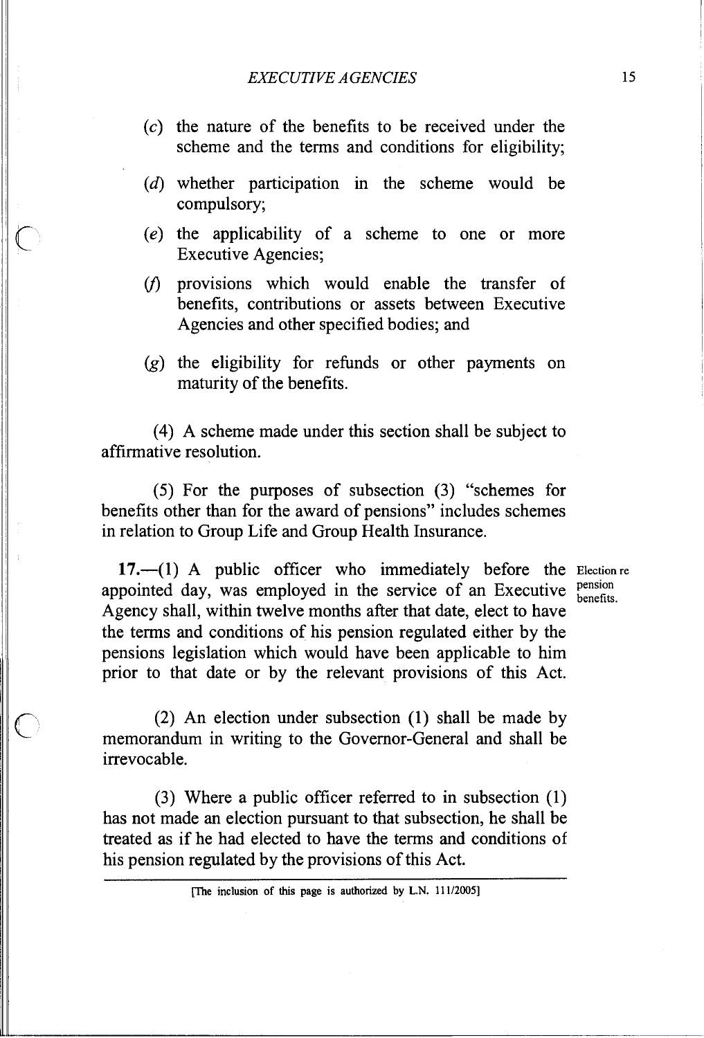(*c*) the nature of the benefits to be received under the scheme and the terms and conditions for eligibility;

(*d*) whether participation in the scheme would be compulsory;

(*e*) the applicability of a scheme to one or more Executive Agencies;

(*f*) provisions which would enable the transfer of benefits, contributions or assets between Executive Agencies and other specified bodies; and

(*g*) the eligibility for refunds or other payments on maturity of the benefits.

(4) A scheme made under this section shall be subject to affirmative resolution.

(5) For the purposes of subsection (3) "schemes for benefits other than for the award of pensions" includes schemes in relation to Group Life and Group Health Insurance.

Election re pension benefits.

**17.**—(1) A public officer who immediately before the appointed day, was employed in the service of an Executive Agency shall, within twelve months after that date, elect to have the terms and conditions of his pension regulated either by the pensions legislation which would have been applicable to him prior to that date or by the relevant provisions of this Act.

(2) An election under subsection (1) shall be made by memorandum in writing to the Governor-General and shall be irrevocable.

(3) Where a public officer referred to in subsection (1) has not made an election pursuant to that subsection, he shall be treated as if he had elected to have the terms and conditions of his pension regulated by the provisions of this Act.

[The inclusion of this page is authorized by L.N. 111/2005]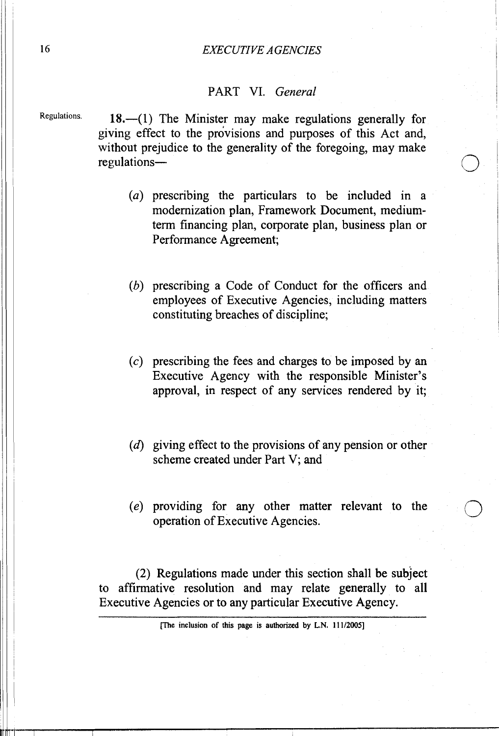## PART VI. *General*

Regulations.

**18.**—(1) The Minister may make regulations generally for giving effect to the provisions and purposes of this Act and, without prejudice to the generality of the foregoing, may make regulations—

(*a*) prescribing the particulars to be included in a modernization plan, Framework Document, medium-term financing plan, corporate plan, business plan or Performance Agreement;

(*b*) prescribing a Code of Conduct for the officers and employees of Executive Agencies, including matters constituting breaches of discipline;

(*c*) prescribing the fees and charges to be imposed by an Executive Agency with the responsible Minister's approval, in respect of any services rendered by it;

(*d*) giving effect to the provisions of any pension or other scheme created under Part V; and

(*e*) providing for any other matter relevant to the operation of Executive Agencies.

(2) Regulations made under this section shall be subject to affirmative resolution and may relate generally to all Executive Agencies or to any particular Executive Agency.

[The inclusion of this page is authorized by L.N. 111/2005]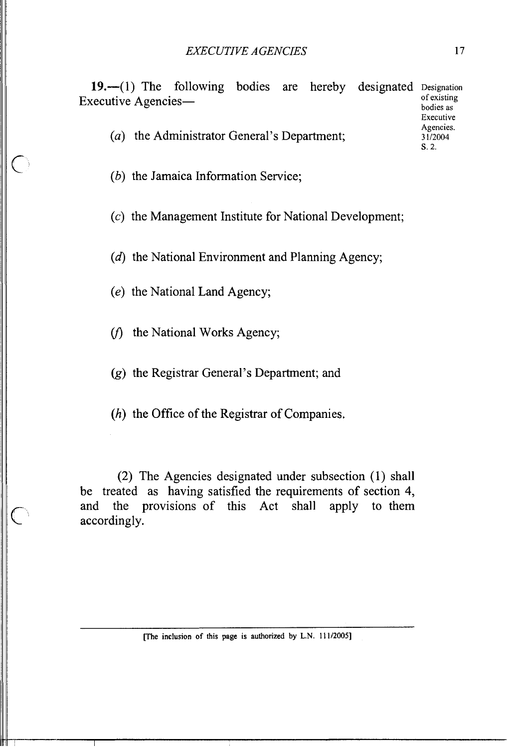**19.**—(1) The following bodies are hereby designated Executive Agencies—

Designation of existing bodies as Executive Agencies. 31/2004 S. 2.

(*a*) the Administrator General's Department;

(*b*) the Jamaica Information Service;

(*c*) the Management Institute for National Development;

(*d*) the National Environment and Planning Agency;

(*e*) the National Land Agency;

(*f*) the National Works Agency;

(*g*) the Registrar General's Department; and

(*h*) the Office of the Registrar of Companies.

(2) The Agencies designated under subsection (1) shall be treated as having satisfied the requirements of section 4, and the provisions of this Act shall apply to them accordingly.

[The inclusion of this page is authorized by L.N. 111/2005]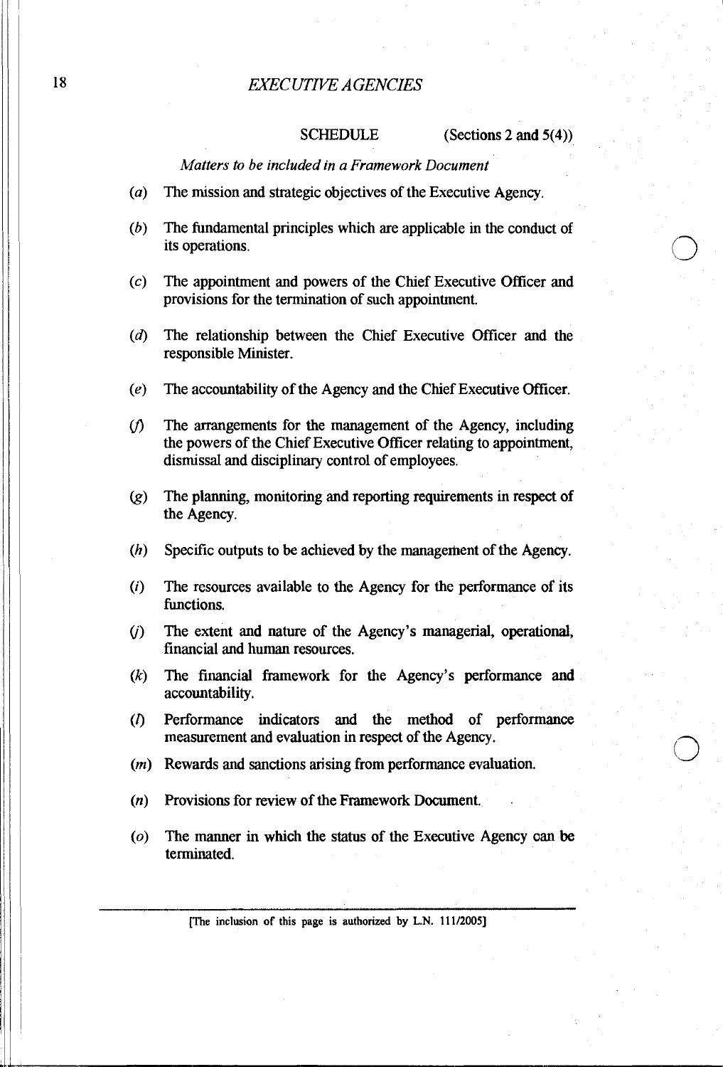SCHEDULE (Sections 2 and 5(4))

*Matters to be included in a Framework Document*

(*a*) The mission and strategic objectives of the Executive Agency.

(*b*) The fundamental principles which are applicable in the conduct of its operations.

(*c*) The appointment and powers of the Chief Executive Officer and provisions for the termination of such appointment.

(*d*) The relationship between the Chief Executive Officer and the responsible Minister.

(*e*) The accountability of the Agency and the Chief Executive Officer.

(*f*) The arrangements for the management of the Agency, including the powers of the Chief Executive Officer relating to appointment, dismissal and disciplinary control of employees.

(*g*) The planning, monitoring and reporting requirements in respect of the Agency.

(*h*) Specific outputs to be achieved by the management of the Agency.

(*i*) The resources available to the Agency for the performance of its functions.

(*j*) The extent and nature of the Agency's managerial, operational, financial and human resources.

(*k*) The financial framework for the Agency's performance and accountability.

(*l*) Performance indicators and the method of performance measurement and evaluation in respect of the Agency.

(*m*) Rewards and sanctions arising from performance evaluation.

(*n*) Provisions for review of the Framework Document.

(*o*) The manner in which the status of the Executive Agency can be terminated.

[The inclusion of this page is authorized by L.N. 111/2005]